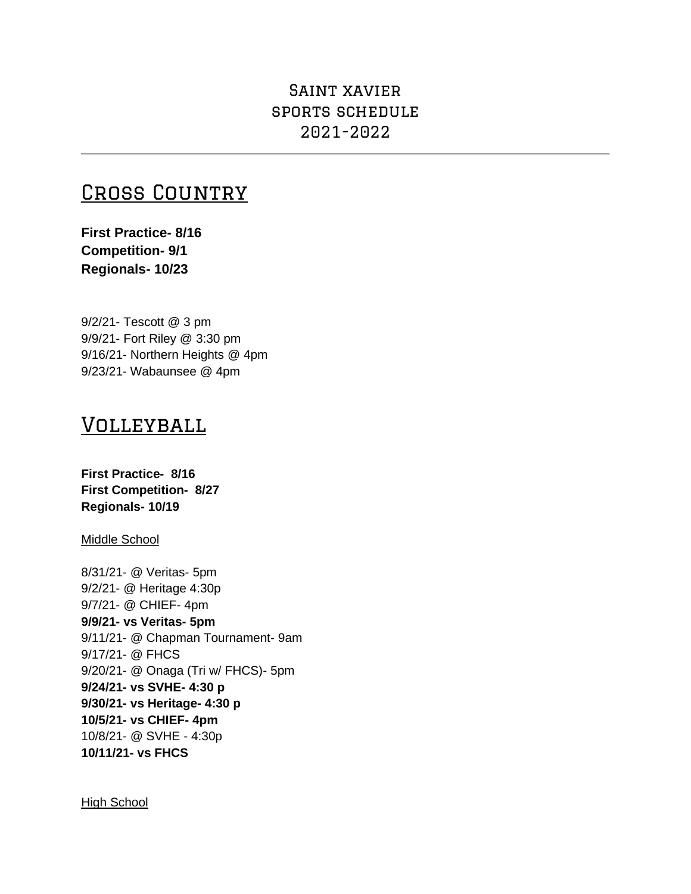# Saint xavier
# sports schedule
# 2021-2022

---

## Cross Country

**First Practice- 8/16**
**Competition- 9/1**
**Regionals- 10/23**

9/2/21- Tescott @ 3 pm
9/9/21- Fort Riley @ 3:30 pm
9/16/21- Northern Heights @ 4pm
9/23/21- Wabaunsee @ 4pm

## Volleyball

**First Practice- 8/16**
**First Competition- 8/27**
**Regionals- 10/19**

Middle School

8/31/21- @ Veritas- 5pm
9/2/21- @ Heritage 4:30p
9/7/21- @ CHIEF- 4pm
**9/9/21- vs Veritas- 5pm**
9/11/21- @ Chapman Tournament- 9am
9/17/21- @ FHCS
9/20/21- @ Onaga (Tri w/ FHCS)- 5pm
**9/24/21- vs SVHE- 4:30 p**
**9/30/21- vs Heritage- 4:30 p**
**10/5/21- vs CHIEF- 4pm**
10/8/21- @ SVHE - 4:30p
**10/11/21- vs FHCS**

High School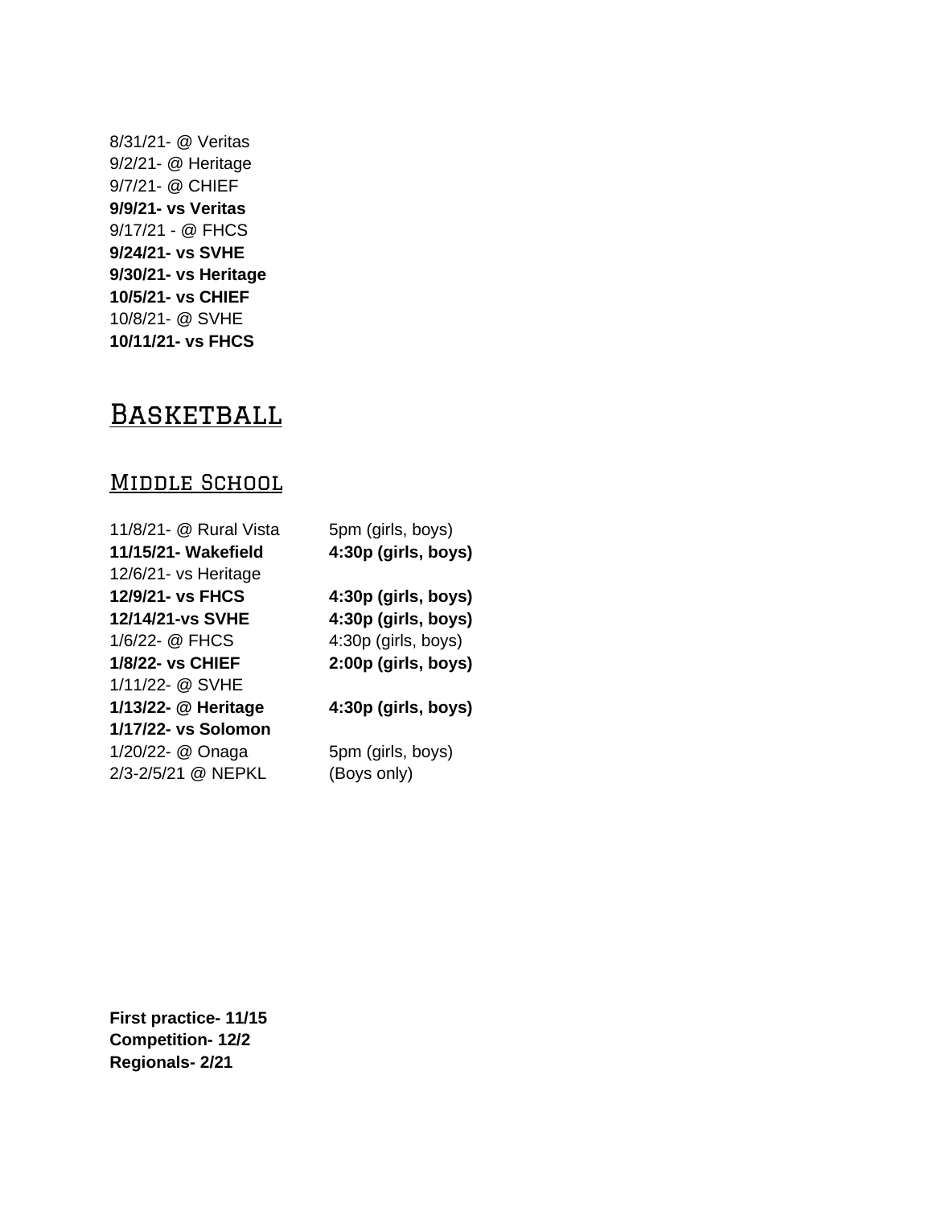8/31/21- @ Veritas
9/2/21- @ Heritage
9/7/21- @ CHIEF
**9/9/21- vs Veritas**
9/17/21 - @ FHCS
**9/24/21- vs SVHE**
**9/30/21- vs Heritage**
**10/5/21- vs CHIEF**
10/8/21- @ SVHE
**10/11/21- vs FHCS**

# Basketball

## Middle School

| | |
|---|---|
| 11/8/21- @ Rural Vista | 5pm (girls, boys) |
| **11/15/21- Wakefield** | **4:30p (girls, boys)** |
| 12/6/21- vs Heritage | |
| **12/9/21- vs FHCS** | **4:30p (girls, boys)** |
| **12/14/21-vs SVHE** | **4:30p (girls, boys)** |
| 1/6/22- @ FHCS | 4:30p (girls, boys) |
| **1/8/22- vs CHIEF** | **2:00p (girls, boys)** |
| 1/11/22- @ SVHE | |
| **1/13/22- @ Heritage** | **4:30p (girls, boys)** |
| **1/17/22- vs Solomon** | |
| 1/20/22- @ Onaga | 5pm (girls, boys) |
| 2/3-2/5/21 @ NEPKL | (Boys only) |

**First practice- 11/15**
**Competition- 12/2**
**Regionals- 2/21**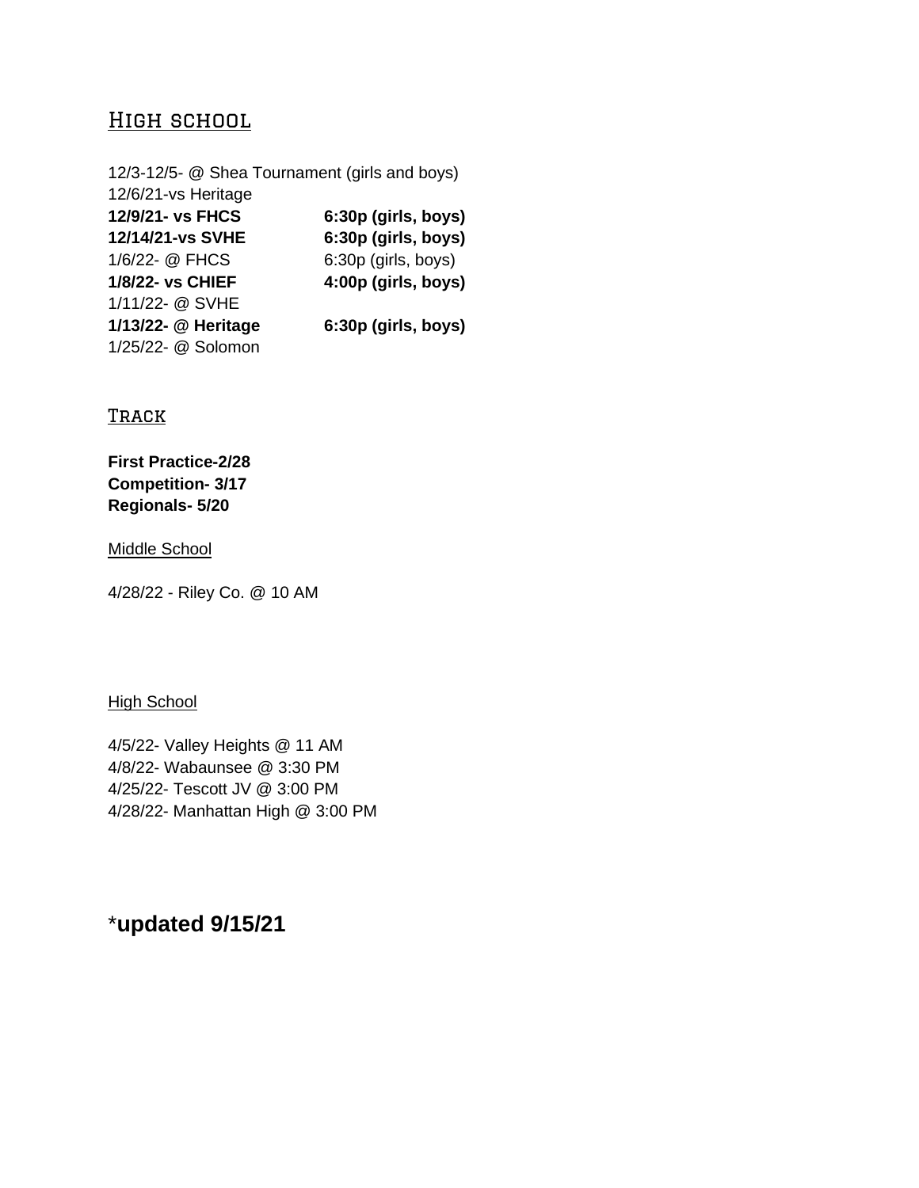## High school

12/3-12/5- @ Shea Tournament (girls and boys)
12/6/21-vs Heritage
**12/9/21- vs FHCS 6:30p (girls, boys)**
**12/14/21-vs SVHE 6:30p (girls, boys)**
1/6/22- @ FHCS 6:30p (girls, boys)
**1/8/22- vs CHIEF 4:00p (girls, boys)**
1/11/22- @ SVHE
**1/13/22- @ Heritage 6:30p (girls, boys)**
1/25/22- @ Solomon

## Track

**First Practice-2/28**
**Competition- 3/17**
**Regionals- 5/20**

### Middle School

4/28/22 - Riley Co. @ 10 AM

### High School

4/5/22- Valley Heights @ 11 AM
4/8/22- Wabaunsee @ 3:30 PM
4/25/22- Tescott JV @ 3:00 PM
4/28/22- Manhattan High @ 3:00 PM

*__updated 9/15/21__